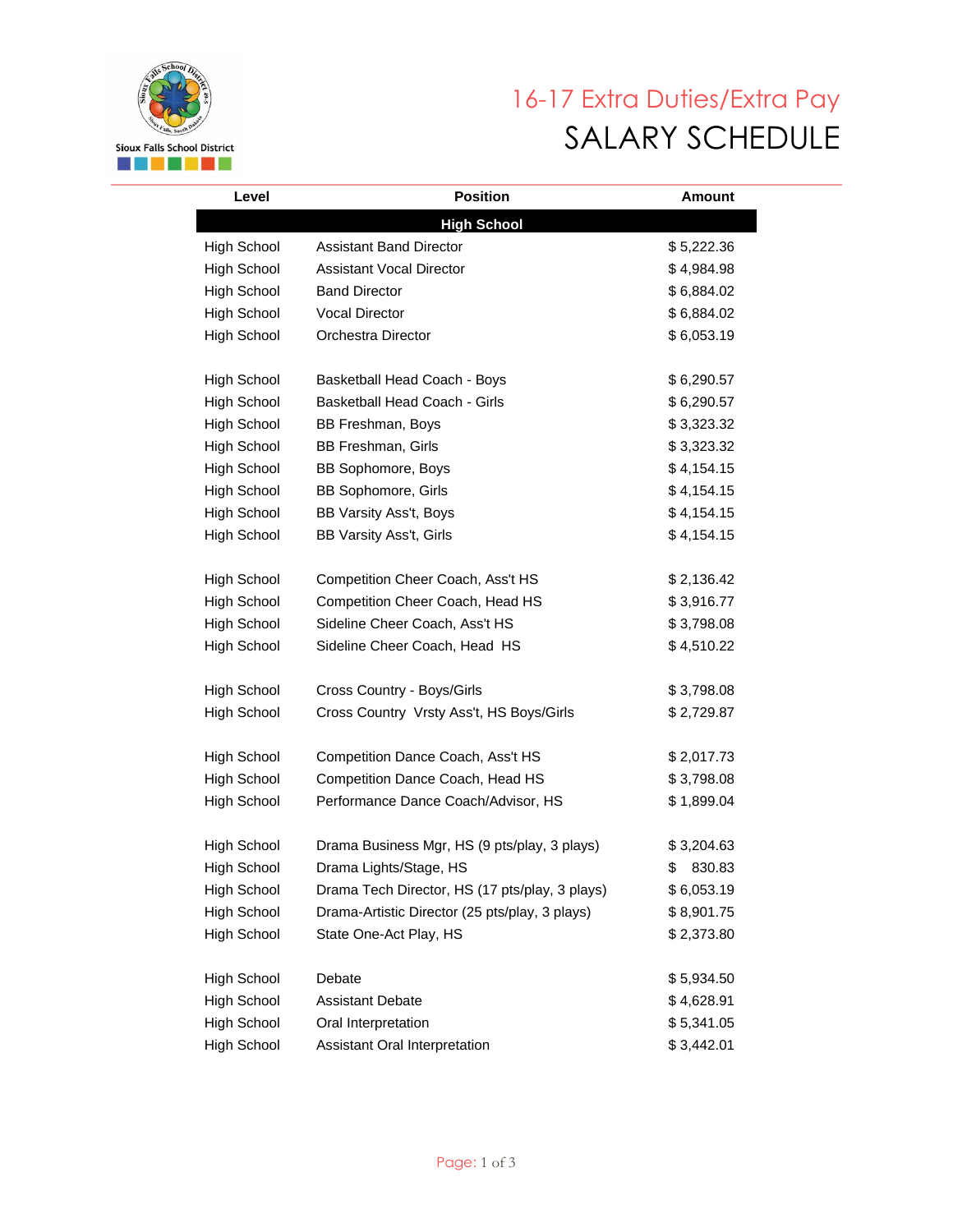Sioux Falls School District

# 16-17 Extra Duties/Extra Pay

# SALARY SCHEDULE

| Level | Position | Amount |
|---|---|---|
| | **High School** | |
| High School | Assistant Band Director | $ 5,222.36 |
| High School | Assistant Vocal Director | $ 4,984.98 |
| High School | Band Director | $ 6,884.02 |
| High School | Vocal Director | $ 6,884.02 |
| High School | Orchestra Director | $ 6,053.19 |
| | | |
| High School | Basketball Head Coach - Boys | $ 6,290.57 |
| High School | Basketball Head Coach - Girls | $ 6,290.57 |
| High School | BB Freshman, Boys | $ 3,323.32 |
| High School | BB Freshman, Girls | $ 3,323.32 |
| High School | BB Sophomore, Boys | $ 4,154.15 |
| High School | BB Sophomore, Girls | $ 4,154.15 |
| High School | BB Varsity Ass't, Boys | $ 4,154.15 |
| High School | BB Varsity Ass't, Girls | $ 4,154.15 |
| | | |
| High School | Competition Cheer Coach, Ass't HS | $ 2,136.42 |
| High School | Competition Cheer Coach, Head HS | $ 3,916.77 |
| High School | Sideline Cheer Coach, Ass't HS | $ 3,798.08 |
| High School | Sideline Cheer Coach, Head HS | $ 4,510.22 |
| | | |
| High School | Cross Country - Boys/Girls | $ 3,798.08 |
| High School | Cross Country Vrsty Ass't, HS Boys/Girls | $ 2,729.87 |
| | | |
| High School | Competition Dance Coach, Ass't HS | $ 2,017.73 |
| High School | Competition Dance Coach, Head HS | $ 3,798.08 |
| High School | Performance Dance Coach/Advisor, HS | $ 1,899.04 |
| | | |
| High School | Drama Business Mgr, HS (9 pts/play, 3 plays) | $ 3,204.63 |
| High School | Drama Lights/Stage, HS | $ 830.83 |
| High School | Drama Tech Director, HS (17 pts/play, 3 plays) | $ 6,053.19 |
| High School | Drama-Artistic Director (25 pts/play, 3 plays) | $ 8,901.75 |
| High School | State One-Act Play, HS | $ 2,373.80 |
| | | |
| High School | Debate | $ 5,934.50 |
| High School | Assistant Debate | $ 4,628.91 |
| High School | Oral Interpretation | $ 5,341.05 |
| High School | Assistant Oral Interpretation | $ 3,442.01 |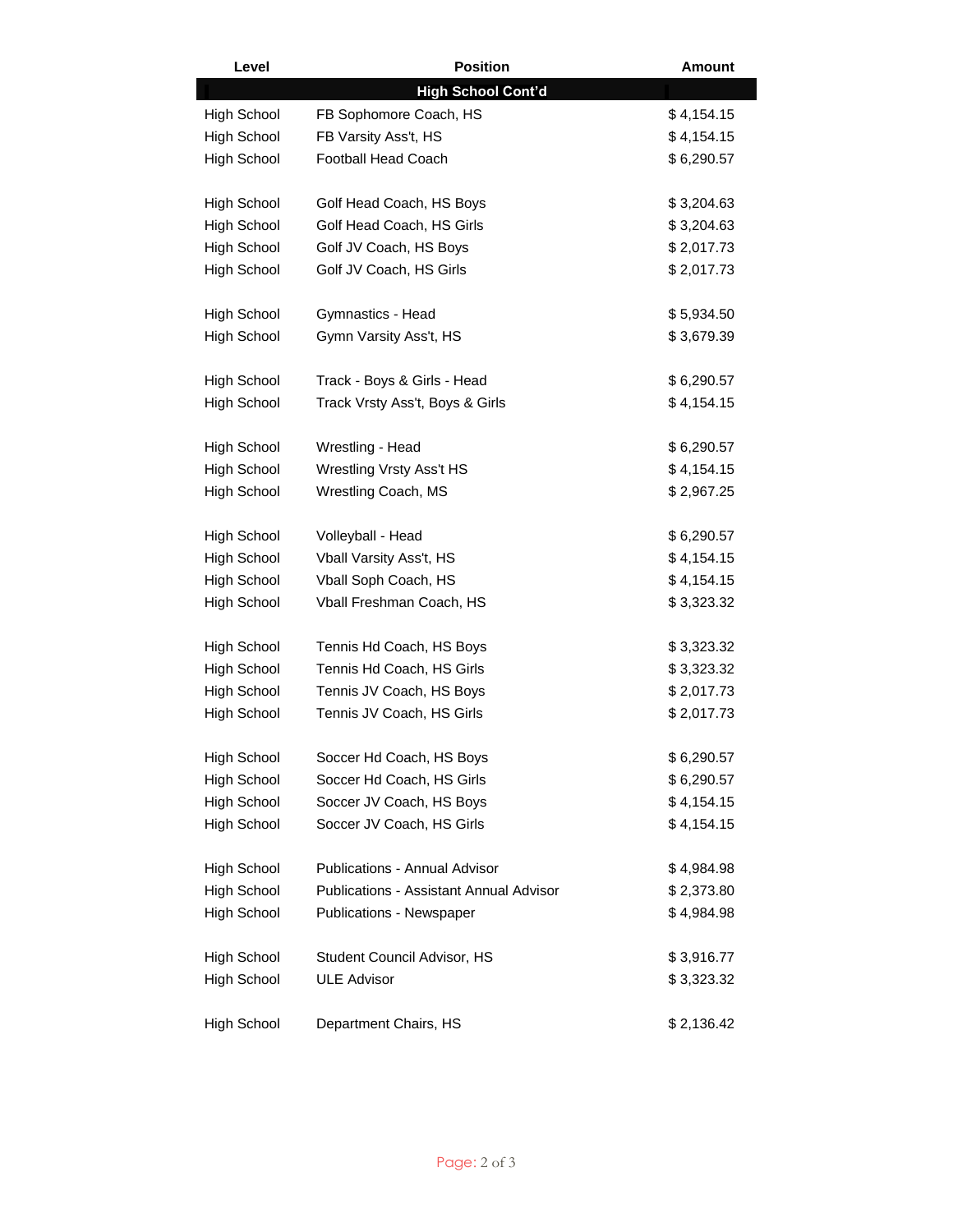| Level | Position | Amount |
| --- | --- | --- |
| | **High School Cont'd** | |
| High School | FB Sophomore Coach, HS | $ 4,154.15 |
| High School | FB Varsity Ass't, HS | $ 4,154.15 |
| High School | Football Head Coach | $ 6,290.57 |
| | | |
| High School | Golf Head Coach, HS Boys | $ 3,204.63 |
| High School | Golf Head Coach, HS Girls | $ 3,204.63 |
| High School | Golf JV Coach, HS Boys | $ 2,017.73 |
| High School | Golf JV Coach, HS Girls | $ 2,017.73 |
| | | |
| High School | Gymnastics - Head | $ 5,934.50 |
| High School | Gymn Varsity Ass't, HS | $ 3,679.39 |
| | | |
| High School | Track - Boys & Girls - Head | $ 6,290.57 |
| High School | Track Vrsty Ass't, Boys & Girls | $ 4,154.15 |
| | | |
| High School | Wrestling - Head | $ 6,290.57 |
| High School | Wrestling Vrsty Ass't HS | $ 4,154.15 |
| High School | Wrestling Coach, MS | $ 2,967.25 |
| | | |
| High School | Volleyball - Head | $ 6,290.57 |
| High School | Vball Varsity Ass't, HS | $ 4,154.15 |
| High School | Vball Soph Coach, HS | $ 4,154.15 |
| High School | Vball Freshman Coach, HS | $ 3,323.32 |
| | | |
| High School | Tennis Hd Coach, HS Boys | $ 3,323.32 |
| High School | Tennis Hd Coach, HS Girls | $ 3,323.32 |
| High School | Tennis JV Coach, HS Boys | $ 2,017.73 |
| High School | Tennis JV Coach, HS Girls | $ 2,017.73 |
| | | |
| High School | Soccer Hd Coach, HS Boys | $ 6,290.57 |
| High School | Soccer Hd Coach, HS Girls | $ 6,290.57 |
| High School | Soccer JV Coach, HS Boys | $ 4,154.15 |
| High School | Soccer JV Coach, HS Girls | $ 4,154.15 |
| | | |
| High School | Publications - Annual Advisor | $ 4,984.98 |
| High School | Publications - Assistant Annual Advisor | $ 2,373.80 |
| High School | Publications - Newspaper | $ 4,984.98 |
| | | |
| High School | Student Council Advisor, HS | $ 3,916.77 |
| High School | ULE Advisor | $ 3,323.32 |
| | | |
| High School | Department Chairs, HS | $ 2,136.42 |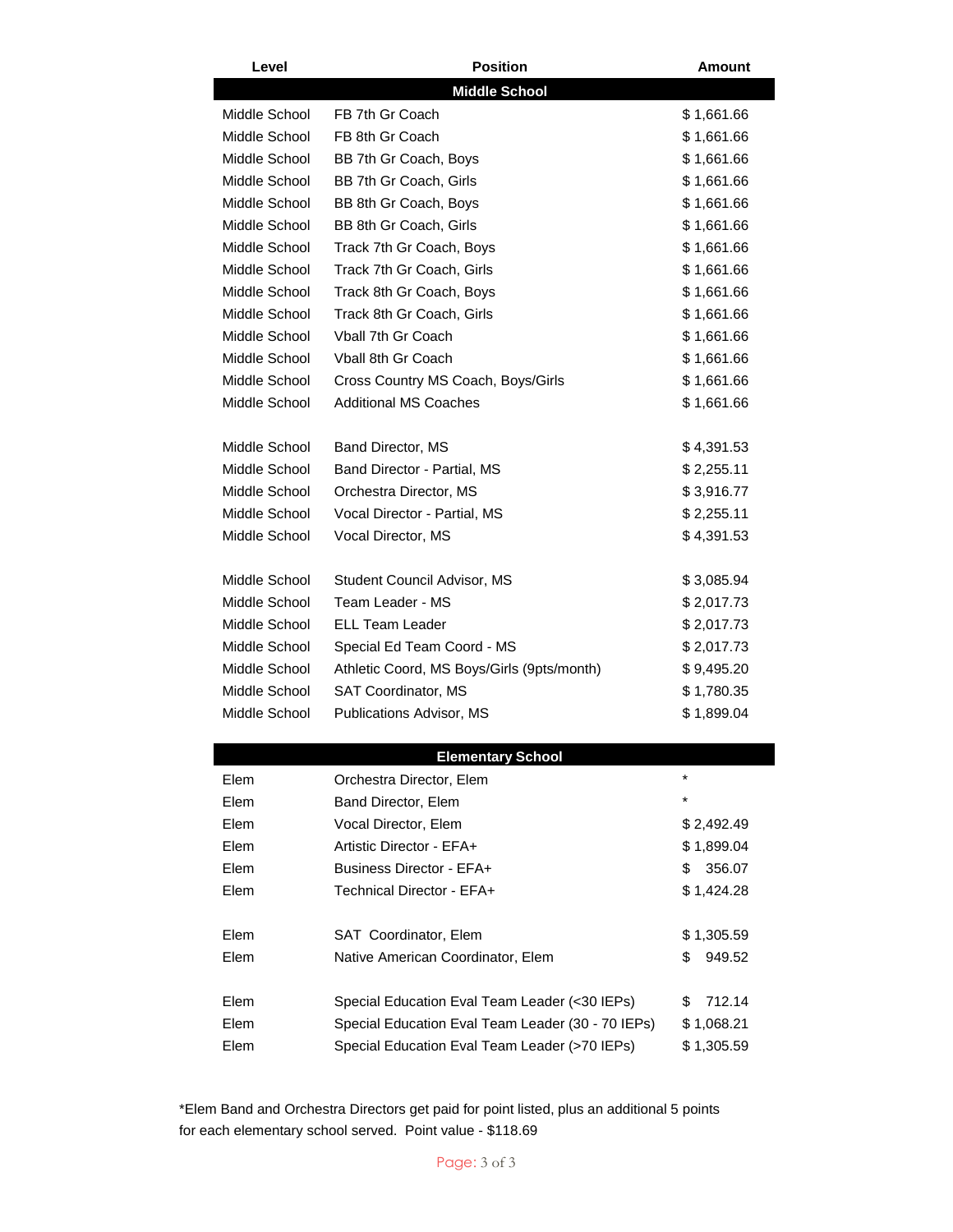| Level | Position | Amount |
|---|---|---|
| **Middle School** | | |
| Middle School | FB 7th Gr Coach | $ 1,661.66 |
| Middle School | FB 8th Gr Coach | $ 1,661.66 |
| Middle School | BB 7th Gr Coach, Boys | $ 1,661.66 |
| Middle School | BB 7th Gr Coach, Girls | $ 1,661.66 |
| Middle School | BB 8th Gr Coach, Boys | $ 1,661.66 |
| Middle School | BB 8th Gr Coach, Girls | $ 1,661.66 |
| Middle School | Track 7th Gr Coach, Boys | $ 1,661.66 |
| Middle School | Track 7th Gr Coach, Girls | $ 1,661.66 |
| Middle School | Track 8th Gr Coach, Boys | $ 1,661.66 |
| Middle School | Track 8th Gr Coach, Girls | $ 1,661.66 |
| Middle School | Vball 7th Gr Coach | $ 1,661.66 |
| Middle School | Vball 8th Gr Coach | $ 1,661.66 |
| Middle School | Cross Country MS Coach, Boys/Girls | $ 1,661.66 |
| Middle School | Additional MS Coaches | $ 1,661.66 |
| | | |
| Middle School | Band Director, MS | $ 4,391.53 |
| Middle School | Band Director - Partial, MS | $ 2,255.11 |
| Middle School | Orchestra Director, MS | $ 3,916.77 |
| Middle School | Vocal Director - Partial, MS | $ 2,255.11 |
| Middle School | Vocal Director, MS | $ 4,391.53 |
| | | |
| Middle School | Student Council Advisor, MS | $ 3,085.94 |
| Middle School | Team Leader - MS | $ 2,017.73 |
| Middle School | ELL Team Leader | $ 2,017.73 |
| Middle School | Special Ed Team Coord - MS | $ 2,017.73 |
| Middle School | Athletic Coord, MS Boys/Girls (9pts/month) | $ 9,495.20 |
| Middle School | SAT Coordinator, MS | $ 1,780.35 |
| Middle School | Publications Advisor, MS | $ 1,899.04 |
| **Elementary School** | | |
| Elem | Orchestra Director, Elem | * |
| Elem | Band Director, Elem | * |
| Elem | Vocal Director, Elem | $ 2,492.49 |
| Elem | Artistic Director - EFA+ | $ 1,899.04 |
| Elem | Business Director - EFA+ | $ 356.07 |
| Elem | Technical Director - EFA+ | $ 1,424.28 |
| | | |
| Elem | SAT Coordinator, Elem | $ 1,305.59 |
| Elem | Native American Coordinator, Elem | $ 949.52 |
| | | |
| Elem | Special Education Eval Team Leader (<30 IEPs) | $ 712.14 |
| Elem | Special Education Eval Team Leader (30 - 70 IEPs) | $ 1,068.21 |
| Elem | Special Education Eval Team Leader (>70 IEPs) | $ 1,305.59 |

*Elem Band and Orchestra Directors get paid for point listed, plus an additional 5 points for each elementary school served. Point value - $118.69